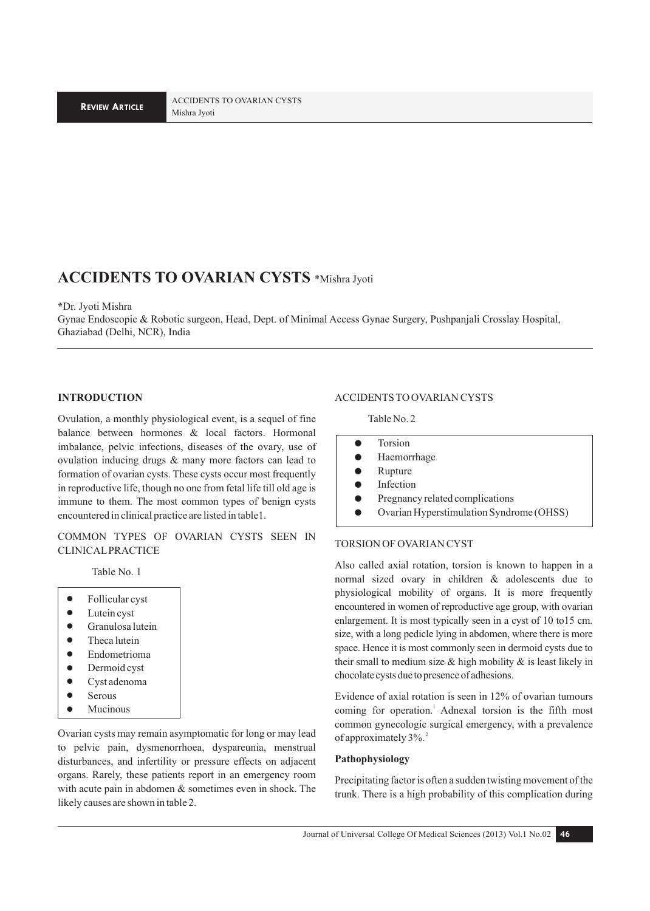# ACCIDENTS TO OVARIAN CYSTS *Mishra Jyoti

*Dr. Jyoti Mishra
Gynae Endoscopic & Robotic surgeon, Head, Dept. of Minimal Access Gynae Surgery, Pushpanjali Crosslay Hospital, Ghaziabad (Delhi, NCR), India

## INTRODUCTION

Ovulation, a monthly physiological event, is a sequel of fine balance between hormones & local factors. Hormonal imbalance, pelvic infections, diseases of the ovary, use of ovulation inducing drugs & many more factors can lead to formation of ovarian cysts. These cysts occur most frequently in reproductive life, though no one from fetal life till old age is immune to them. The most common types of benign cysts encountered in clinical practice are listed in table1.

COMMON TYPES OF OVARIAN CYSTS SEEN IN CLINICAL PRACTICE

Table No. 1

- Follicular cyst
- Lutein cyst
- Granulosa lutein
- Theca lutein
- Endometrioma
- Dermoid cyst
- Cyst adenoma
- Serous
- Mucinous

Ovarian cysts may remain asymptomatic for long or may lead to pelvic pain, dysmenorrhoea, dyspareunia, menstrual disturbances, and infertility or pressure effects on adjacent organs. Rarely, these patients report in an emergency room with acute pain in abdomen & sometimes even in shock. The likely causes are shown in table 2.

ACCIDENTS TO OVARIAN CYSTS

Table No. 2

- Torsion
- Haemorrhage
- Rupture
- Infection
- Pregnancy related complications
- Ovarian Hyperstimulation Syndrome (OHSS)

TORSION OF OVARIAN CYST

Also called axial rotation, torsion is known to happen in a normal sized ovary in children & adolescents due to physiological mobility of organs. It is more frequently encountered in women of reproductive age group, with ovarian enlargement. It is most typically seen in a cyst of 10 to15 cm. size, with a long pedicle lying in abdomen, where there is more space. Hence it is most commonly seen in dermoid cysts due to their small to medium size & high mobility & is least likely in chocolate cysts due to presence of adhesions.

Evidence of axial rotation is seen in 12% of ovarian tumours coming for operation.[1] Adnexal torsion is the fifth most common gynecologic surgical emergency, with a prevalence of approximately 3%.[2]

**Pathophysiology**

Precipitating factor is often a sudden twisting movement of the trunk. There is a high probability of this complication during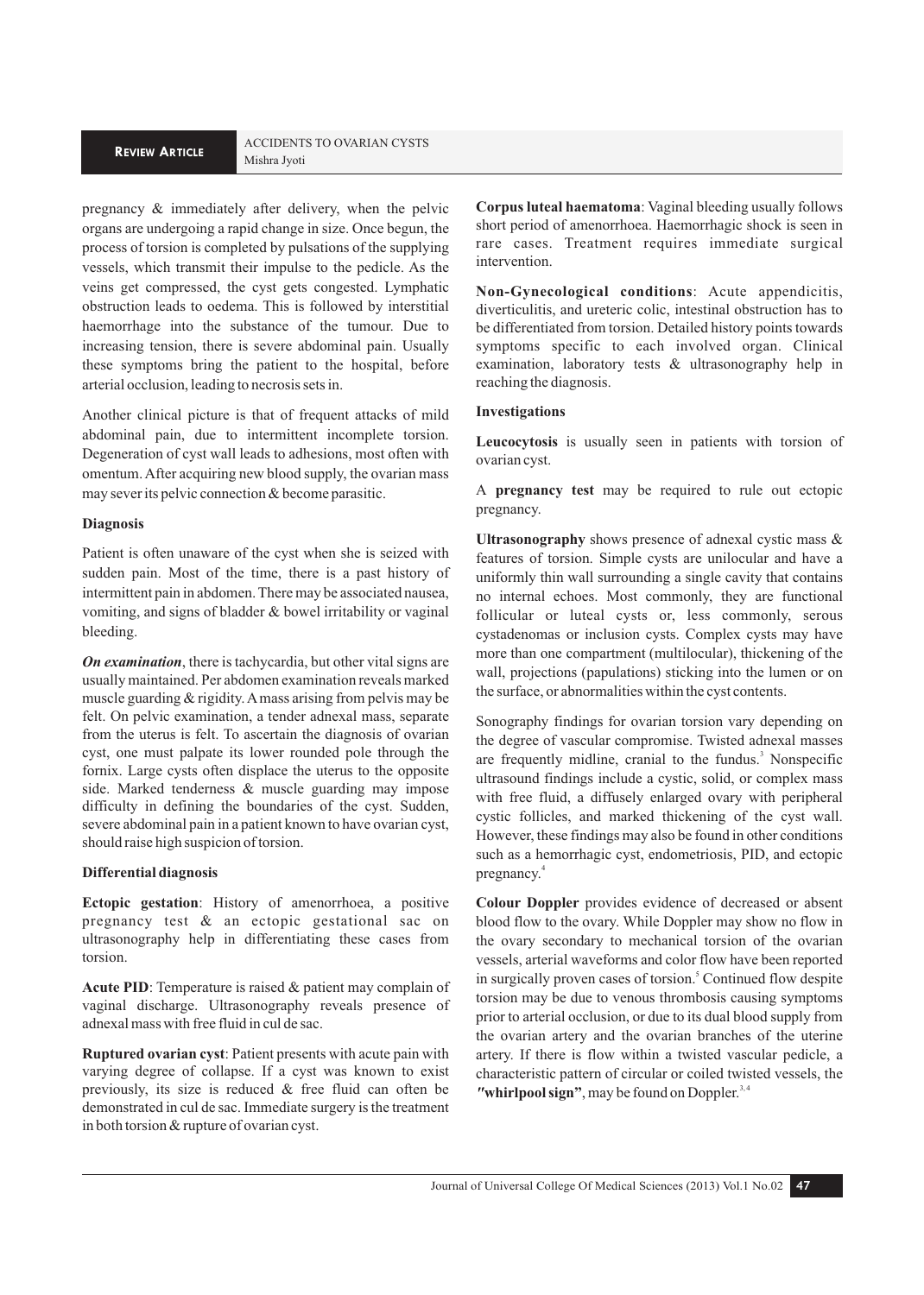pregnancy & immediately after delivery, when the pelvic organs are undergoing a rapid change in size. Once begun, the process of torsion is completed by pulsations of the supplying vessels, which transmit their impulse to the pedicle. As the veins get compressed, the cyst gets congested. Lymphatic obstruction leads to oedema. This is followed by interstitial haemorrhage into the substance of the tumour. Due to increasing tension, there is severe abdominal pain. Usually these symptoms bring the patient to the hospital, before arterial occlusion, leading to necrosis sets in.

Another clinical picture is that of frequent attacks of mild abdominal pain, due to intermittent incomplete torsion. Degeneration of cyst wall leads to adhesions, most often with omentum. After acquiring new blood supply, the ovarian mass may sever its pelvic connection & become parasitic.

### Diagnosis

Patient is often unaware of the cyst when she is seized with sudden pain. Most of the time, there is a past history of intermittent pain in abdomen. There may be associated nausea, vomiting, and signs of bladder & bowel irritability or vaginal bleeding.

***On examination***, there is tachycardia, but other vital signs are usually maintained. Per abdomen examination reveals marked muscle guarding & rigidity. A mass arising from pelvis may be felt. On pelvic examination, a tender adnexal mass, separate from the uterus is felt. To ascertain the diagnosis of ovarian cyst, one must palpate its lower rounded pole through the fornix. Large cysts often displace the uterus to the opposite side. Marked tenderness & muscle guarding may impose difficulty in defining the boundaries of the cyst. Sudden, severe abdominal pain in a patient known to have ovarian cyst, should raise high suspicion of torsion.

### Differential diagnosis

**Ectopic gestation**: History of amenorrhoea, a positive pregnancy test & an ectopic gestational sac on ultrasonography help in differentiating these cases from torsion.

**Acute PID**: Temperature is raised & patient may complain of vaginal discharge. Ultrasonography reveals presence of adnexal mass with free fluid in cul de sac.

**Ruptured ovarian cyst**: Patient presents with acute pain with varying degree of collapse. If a cyst was known to exist previously, its size is reduced & free fluid can often be demonstrated in cul de sac. Immediate surgery is the treatment in both torsion & rupture of ovarian cyst.

**Corpus luteal haematoma**: Vaginal bleeding usually follows short period of amenorrhoea. Haemorrhagic shock is seen in rare cases. Treatment requires immediate surgical intervention.

**Non-Gynecological conditions**: Acute appendicitis, diverticulitis, and ureteric colic, intestinal obstruction has to be differentiated from torsion. Detailed history points towards symptoms specific to each involved organ. Clinical examination, laboratory tests & ultrasonography help in reaching the diagnosis.

### Investigations

**Leucocytosis** is usually seen in patients with torsion of ovarian cyst.

A **pregnancy test** may be required to rule out ectopic pregnancy.

**Ultrasonography** shows presence of adnexal cystic mass & features of torsion. Simple cysts are unilocular and have a uniformly thin wall surrounding a single cavity that contains no internal echoes. Most commonly, they are functional follicular or luteal cysts or, less commonly, serous cystadenomas or inclusion cysts. Complex cysts may have more than one compartment (multilocular), thickening of the wall, projections (papulations) sticking into the lumen or on the surface, or abnormalities within the cyst contents.

Sonography findings for ovarian torsion vary depending on the degree of vascular compromise. Twisted adnexal masses are frequently midline, cranial to the fundus.[3] Nonspecific ultrasound findings include a cystic, solid, or complex mass with free fluid, a diffusely enlarged ovary with peripheral cystic follicles, and marked thickening of the cyst wall. However, these findings may also be found in other conditions such as a hemorrhagic cyst, endometriosis, PID, and ectopic pregnancy.[4]

**Colour Doppler** provides evidence of decreased or absent blood flow to the ovary. While Doppler may show no flow in the ovary secondary to mechanical torsion of the ovarian vessels, arterial waveforms and color flow have been reported in surgically proven cases of torsion.[5] Continued flow despite torsion may be due to venous thrombosis causing symptoms prior to arterial occlusion, or due to its dual blood supply from the ovarian artery and the ovarian branches of the uterine artery. If there is flow within a twisted vascular pedicle, a characteristic pattern of circular or coiled twisted vessels, the **"whirlpool sign"**, may be found on Doppler.[3,4]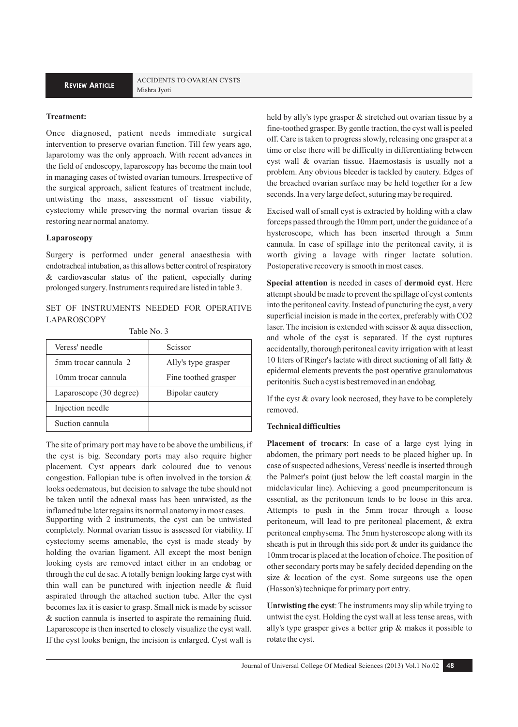**Treatment:**

Once diagnosed, patient needs immediate surgical intervention to preserve ovarian function. Till few years ago, laparotomy was the only approach. With recent advances in the field of endoscopy, laparoscopy has become the main tool in managing cases of twisted ovarian tumours. Irrespective of the surgical approach, salient features of treatment include, untwisting the mass, assessment of tissue viability, cystectomy while preserving the normal ovarian tissue & restoring near normal anatomy.

**Laparoscopy**

Surgery is performed under general anaesthesia with endotracheal intubation, as this allows better control of respiratory & cardiovascular status of the patient, especially during prolonged surgery. Instruments required are listed in table 3.

SET OF INSTRUMENTS NEEDED FOR OPERATIVE LAPAROSCOPY

Table No. 3

| Veress' needle | Scissor |
|---|---|
| 5mm trocar cannula 2 | Ally's type grasper |
| 10mm trocar cannula | Fine toothed grasper |
| Laparoscope (30 degree) | Bipolar cautery |
| Injection needle | |
| Suction cannula | |

The site of primary port may have to be above the umbilicus, if the cyst is big. Secondary ports may also require higher placement. Cyst appears dark coloured due to venous congestion. Fallopian tube is often involved in the torsion & looks oedematous, but decision to salvage the tube should not be taken until the adnexal mass has been untwisted, as the inflamed tube later regains its normal anatomy in most cases.

Supporting with 2 instruments, the cyst can be untwisted completely. Normal ovarian tissue is assessed for viability. If cystectomy seems amenable, the cyst is made steady by holding the ovarian ligament. All except the most benign looking cysts are removed intact either in an endobag or through the cul de sac. A totally benign looking large cyst with thin wall can be punctured with injection needle & fluid aspirated through the attached suction tube. After the cyst becomes lax it is easier to grasp. Small nick is made by scissor & suction cannula is inserted to aspirate the remaining fluid. Laparoscope is then inserted to closely visualize the cyst wall. If the cyst looks benign, the incision is enlarged. Cyst wall is held by ally's type grasper & stretched out ovarian tissue by a fine-toothed grasper. By gentle traction, the cyst wall is peeled off. Care is taken to progress slowly, releasing one grasper at a time or else there will be difficulty in differentiating between cyst wall & ovarian tissue. Haemostasis is usually not a problem. Any obvious bleeder is tackled by cautery. Edges of the breached ovarian surface may be held together for a few seconds. In a very large defect, suturing may be required.

Excised wall of small cyst is extracted by holding with a claw forceps passed through the 10mm port, under the guidance of a hysteroscope, which has been inserted through a 5mm cannula. In case of spillage into the peritoneal cavity, it is worth giving a lavage with ringer lactate solution. Postoperative recovery is smooth in most cases.

**Special attention** is needed in cases of **dermoid cyst**. Here attempt should be made to prevent the spillage of cyst contents into the peritoneal cavity. Instead of puncturing the cyst, a very superficial incision is made in the cortex, preferably with $CO_2$ laser. The incision is extended with scissor & aqua dissection, and whole of the cyst is separated. If the cyst ruptures accidentally, thorough peritoneal cavity irrigation with at least 10 liters of Ringer's lactate with direct suctioning of all fatty & epidermal elements prevents the post operative granulomatous peritonitis. Such a cyst is best removed in an endobag.

If the cyst & ovary look necrosed, they have to be completely removed.

**Technical difficulties**

**Placement of trocars**: In case of a large cyst lying in abdomen, the primary port needs to be placed higher up. In case of suspected adhesions, Veress' needle is inserted through the Palmer's point (just below the left coastal margin in the midclavicular line). Achieving a good pneumperitoneum is essential, as the peritoneum tends to be loose in this area. Attempts to push in the 5mm trocar through a loose peritoneum, will lead to pre peritoneal placement, & extra peritoneal emphysema. The 5mm hysteroscope along with its sheath is put in through this side port & under its guidance the 10mm trocar is placed at the location of choice. The position of other secondary ports may be safely decided depending on the size & location of the cyst. Some surgeons use the open (Hasson's) technique for primary port entry.

**Untwisting the cyst**: The instruments may slip while trying to untwist the cyst. Holding the cyst wall at less tense areas, with ally's type grasper gives a better grip & makes it possible to rotate the cyst.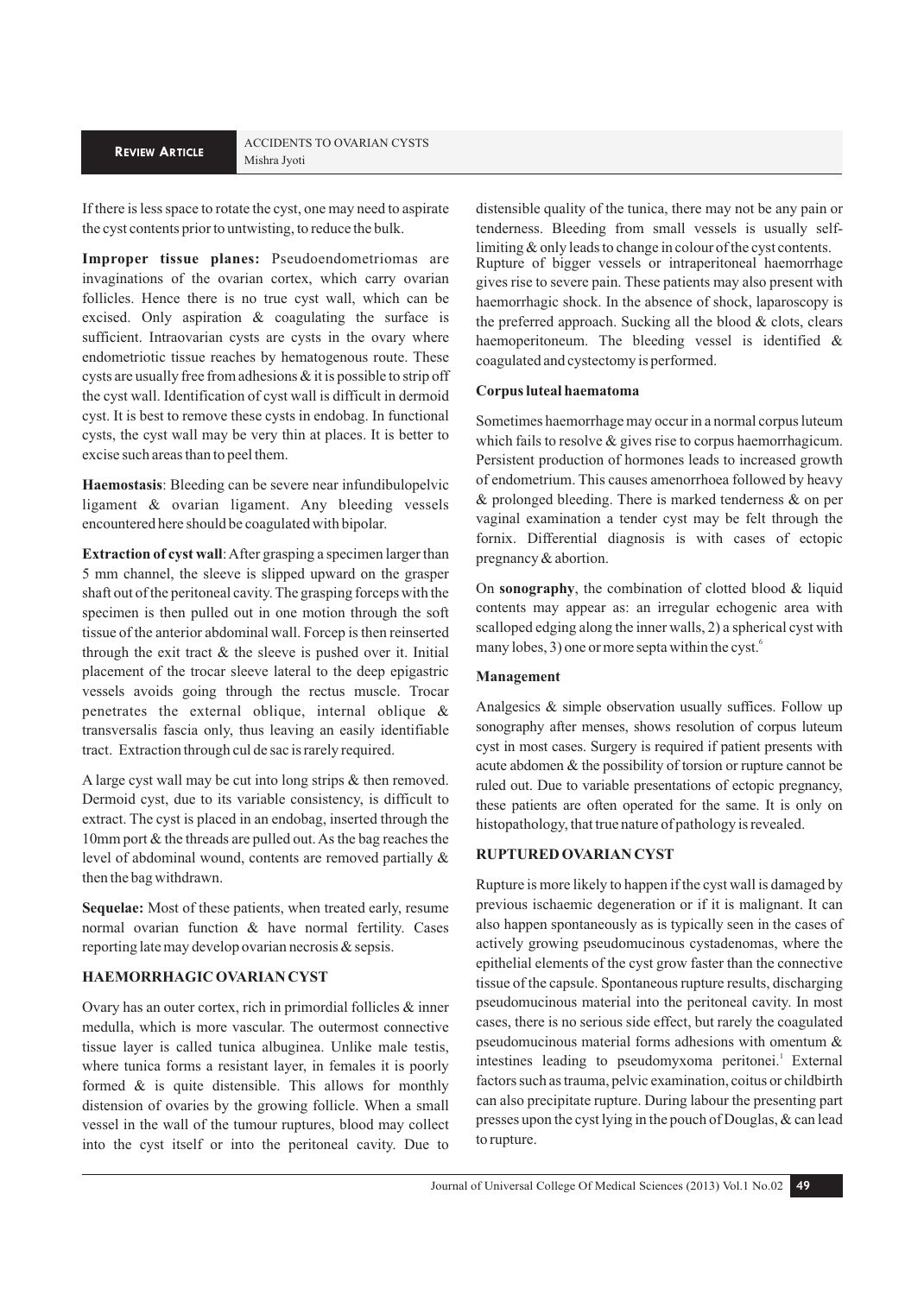If there is less space to rotate the cyst, one may need to aspirate the cyst contents prior to untwisting, to reduce the bulk.

**Improper tissue planes:** Pseudoendometriomas are invaginations of the ovarian cortex, which carry ovarian follicles. Hence there is no true cyst wall, which can be excised. Only aspiration & coagulating the surface is sufficient. Intraovarian cysts are cysts in the ovary where endometriotic tissue reaches by hematogenous route. These cysts are usually free from adhesions & it is possible to strip off the cyst wall. Identification of cyst wall is difficult in dermoid cyst. It is best to remove these cysts in endobag. In functional cysts, the cyst wall may be very thin at places. It is better to excise such areas than to peel them.

**Haemostasis**: Bleeding can be severe near infundibulopelvic ligament & ovarian ligament. Any bleeding vessels encountered here should be coagulated with bipolar.

**Extraction of cyst wall**: After grasping a specimen larger than 5 mm channel, the sleeve is slipped upward on the grasper shaft out of the peritoneal cavity. The grasping forceps with the specimen is then pulled out in one motion through the soft tissue of the anterior abdominal wall. Forcep is then reinserted through the exit tract & the sleeve is pushed over it. Initial placement of the trocar sleeve lateral to the deep epigastric vessels avoids going through the rectus muscle. Trocar penetrates the external oblique, internal oblique & transversalis fascia only, thus leaving an easily identifiable tract. Extraction through cul de sac is rarely required.

A large cyst wall may be cut into long strips & then removed. Dermoid cyst, due to its variable consistency, is difficult to extract. The cyst is placed in an endobag, inserted through the 10mm port & the threads are pulled out. As the bag reaches the level of abdominal wound, contents are removed partially & then the bag withdrawn.

**Sequelae:** Most of these patients, when treated early, resume normal ovarian function & have normal fertility. Cases reporting late may develop ovarian necrosis & sepsis.

## HAEMORRHAGIC OVARIAN CYST

Ovary has an outer cortex, rich in primordial follicles & inner medulla, which is more vascular. The outermost connective tissue layer is called tunica albuginea. Unlike male testis, where tunica forms a resistant layer, in females it is poorly formed & is quite distensible. This allows for monthly distension of ovaries by the growing follicle. When a small vessel in the wall of the tumour ruptures, blood may collect into the cyst itself or into the peritoneal cavity. Due to distensible quality of the tunica, there may not be any pain or tenderness. Bleeding from small vessels is usually self-limiting & only leads to change in colour of the cyst contents. Rupture of bigger vessels or intraperitoneal haemorrhage gives rise to severe pain. These patients may also present with haemorrhagic shock. In the absence of shock, laparoscopy is the preferred approach. Sucking all the blood & clots, clears haemoperitoneum. The bleeding vessel is identified & coagulated and cystectomy is performed.

### Corpus luteal haematoma

Sometimes haemorrhage may occur in a normal corpus luteum which fails to resolve & gives rise to corpus haemorrhagicum. Persistent production of hormones leads to increased growth of endometrium. This causes amenorrhoea followed by heavy & prolonged bleeding. There is marked tenderness & on per vaginal examination a tender cyst may be felt through the fornix. Differential diagnosis is with cases of ectopic pregnancy & abortion.

On **sonography**, the combination of clotted blood & liquid contents may appear as: an irregular echogenic area with scalloped edging along the inner walls, 2) a spherical cyst with many lobes, 3) one or more septa within the cyst.[6]

### Management

Analgesics & simple observation usually suffices. Follow up sonography after menses, shows resolution of corpus luteum cyst in most cases. Surgery is required if patient presents with acute abdomen & the possibility of torsion or rupture cannot be ruled out. Due to variable presentations of ectopic pregnancy, these patients are often operated for the same. It is only on histopathology, that true nature of pathology is revealed.

## RUPTURED OVARIAN CYST

Rupture is more likely to happen if the cyst wall is damaged by previous ischaemic degeneration or if it is malignant. It can also happen spontaneously as is typically seen in the cases of actively growing pseudomucinous cystadenomas, where the epithelial elements of the cyst grow faster than the connective tissue of the capsule. Spontaneous rupture results, discharging pseudomucinous material into the peritoneal cavity. In most cases, there is no serious side effect, but rarely the coagulated pseudomucinous material forms adhesions with omentum & intestines leading to pseudomyxoma peritonei.[1] External factors such as trauma, pelvic examination, coitus or childbirth can also precipitate rupture. During labour the presenting part presses upon the cyst lying in the pouch of Douglas, & can lead to rupture.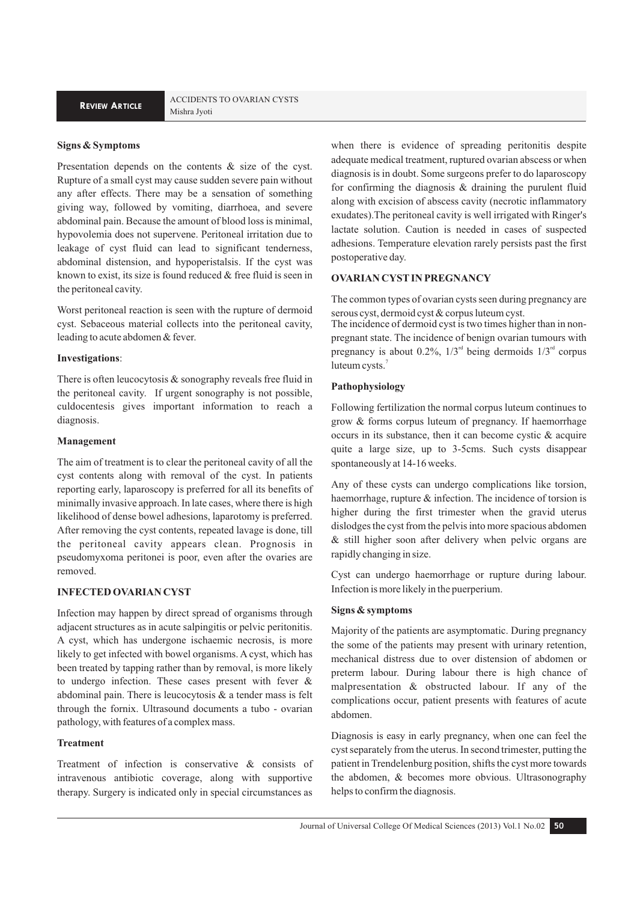### Signs & Symptoms

Presentation depends on the contents & size of the cyst. Rupture of a small cyst may cause sudden severe pain without any after effects. There may be a sensation of something giving way, followed by vomiting, diarrhoea, and severe abdominal pain. Because the amount of blood loss is minimal, hypovolemia does not supervene. Peritoneal irritation due to leakage of cyst fluid can lead to significant tenderness, abdominal distension, and hypoperistalsis. If the cyst was known to exist, its size is found reduced & free fluid is seen in the peritoneal cavity.

Worst peritoneal reaction is seen with the rupture of dermoid cyst. Sebaceous material collects into the peritoneal cavity, leading to acute abdomen & fever.

### Investigations:

There is often leucocytosis & sonography reveals free fluid in the peritoneal cavity. If urgent sonography is not possible, culdocentesis gives important information to reach a diagnosis.

### Management

The aim of treatment is to clear the peritoneal cavity of all the cyst contents along with removal of the cyst. In patients reporting early, laparoscopy is preferred for all its benefits of minimally invasive approach. In late cases, where there is high likelihood of dense bowel adhesions, laparotomy is preferred. After removing the cyst contents, repeated lavage is done, till the peritoneal cavity appears clean. Prognosis in pseudomyxoma peritonei is poor, even after the ovaries are removed.

## INFECTED OVARIAN CYST

Infection may happen by direct spread of organisms through adjacent structures as in acute salpingitis or pelvic peritonitis. A cyst, which has undergone ischaemic necrosis, is more likely to get infected with bowel organisms. A cyst, which has been treated by tapping rather than by removal, is more likely to undergo infection. These cases present with fever & abdominal pain. There is leucocytosis & a tender mass is felt through the fornix. Ultrasound documents a tubo - ovarian pathology, with features of a complex mass.

### Treatment

Treatment of infection is conservative & consists of intravenous antibiotic coverage, along with supportive therapy. Surgery is indicated only in special circumstances as when there is evidence of spreading peritonitis despite adequate medical treatment, ruptured ovarian abscess or when diagnosis is in doubt. Some surgeons prefer to do laparoscopy for confirming the diagnosis & draining the purulent fluid along with excision of abscess cavity (necrotic inflammatory exudates).The peritoneal cavity is well irrigated with Ringer's lactate solution. Caution is needed in cases of suspected adhesions. Temperature elevation rarely persists past the first postoperative day.

## OVARIAN CYST IN PREGNANCY

The common types of ovarian cysts seen during pregnancy are serous cyst, dermoid cyst & corpus luteum cyst.
The incidence of dermoid cyst is two times higher than in non-pregnant state. The incidence of benign ovarian tumours with pregnancy is about 0.2%, 1/3[rd] being dermoids 1/3[rd] corpus luteum cysts.[7]

### Pathophysiology

Following fertilization the normal corpus luteum continues to grow & forms corpus luteum of pregnancy. If haemorrhage occurs in its substance, then it can become cystic & acquire quite a large size, up to 3-5cms. Such cysts disappear spontaneously at 14-16 weeks.

Any of these cysts can undergo complications like torsion, haemorrhage, rupture & infection. The incidence of torsion is higher during the first trimester when the gravid uterus dislodges the cyst from the pelvis into more spacious abdomen & still higher soon after delivery when pelvic organs are rapidly changing in size.

Cyst can undergo haemorrhage or rupture during labour. Infection is more likely in the puerperium.

### Signs & symptoms

Majority of the patients are asymptomatic. During pregnancy the some of the patients may present with urinary retention, mechanical distress due to over distension of abdomen or preterm labour. During labour there is high chance of malpresentation & obstructed labour. If any of the complications occur, patient presents with features of acute abdomen.

Diagnosis is easy in early pregnancy, when one can feel the cyst separately from the uterus. In second trimester, putting the patient in Trendelenburg position, shifts the cyst more towards the abdomen, & becomes more obvious. Ultrasonography helps to confirm the diagnosis.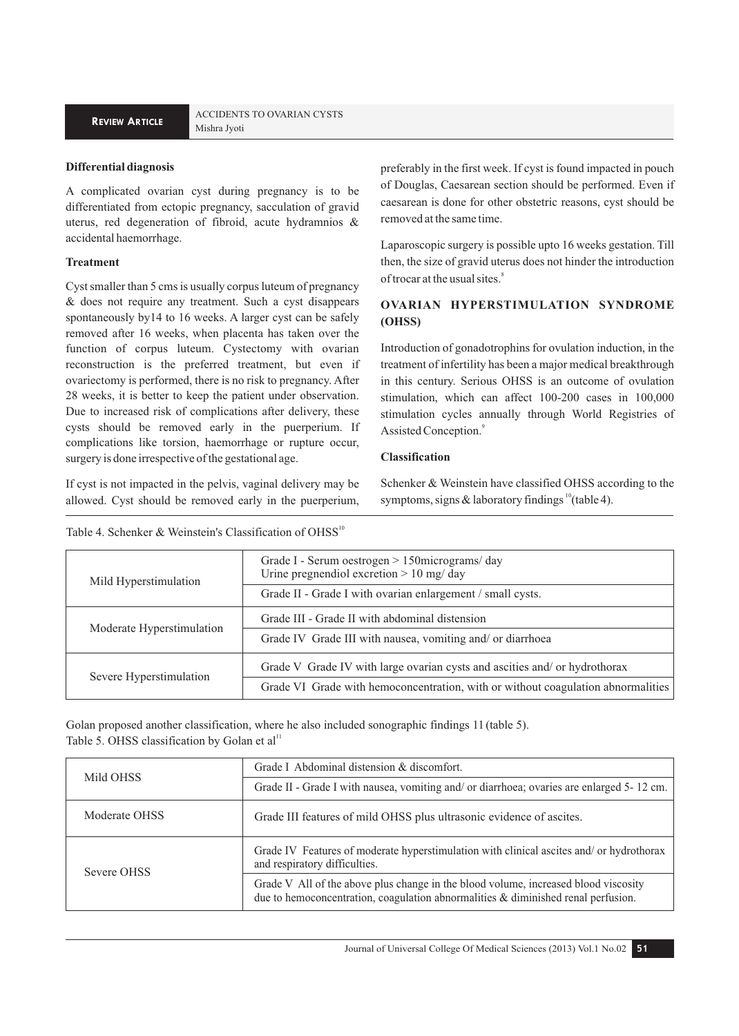**Differential diagnosis**

A complicated ovarian cyst during pregnancy is to be differentiated from ectopic pregnancy, sacculation of gravid uterus, red degeneration of fibroid, acute hydramnios & accidental haemorrhage.

**Treatment**

Cyst smaller than 5 cms is usually corpus luteum of pregnancy & does not require any treatment. Such a cyst disappears spontaneously by14 to 16 weeks. A larger cyst can be safely removed after 16 weeks, when placenta has taken over the function of corpus luteum. Cystectomy with ovarian reconstruction is the preferred treatment, but even if ovariectomy is performed, there is no risk to pregnancy. After 28 weeks, it is better to keep the patient under observation. Due to increased risk of complications after delivery, these cysts should be removed early in the puerperium. If complications like torsion, haemorrhage or rupture occur, surgery is done irrespective of the gestational age.

If cyst is not impacted in the pelvis, vaginal delivery may be allowed. Cyst should be removed early in the puerperium, preferably in the first week. If cyst is found impacted in pouch of Douglas, Caesarean section should be performed. Even if caesarean is done for other obstetric reasons, cyst should be removed at the same time.

Laparoscopic surgery is possible upto 16 weeks gestation. Till then, the size of gravid uterus does not hinder the introduction of trocar at the usual sites.[8]

## OVARIAN HYPERSTIMULATION SYNDROME (OHSS)

Introduction of gonadotrophins for ovulation induction, in the treatment of infertility has been a major medical breakthrough in this century. Serious OHSS is an outcome of ovulation stimulation, which can affect 100-200 cases in 100,000 stimulation cycles annually through World Registries of Assisted Conception.[9]

**Classification**

Schenker & Weinstein have classified OHSS according to the symptoms, signs & laboratory findings [10](table 4).

Table 4. Schenker & Weinstein's Classification of OHSS[10]

| | |
|---|---|
| Mild Hyperstimulation | Grade I - Serum oestrogen > 150micrograms/ day<br>Urine pregnendiol excretion > 10 mg/ day |
| | Grade II - Grade I with ovarian enlargement / small cysts. |
| Moderate Hyperstimulation | Grade III - Grade II with abdominal distension |
| | Grade IV Grade III with nausea, vomiting and/ or diarrhoea |
| Severe Hyperstimulation | Grade V Grade IV with large ovarian cysts and ascities and/ or hydrothorax |
| | Grade VI Grade with hemoconcentration, with or without coagulation abnormalities |

Golan proposed another classification, where he also included sonographic findings 11 (table 5).

Table 5. OHSS classification by Golan et al[11]

| | |
|---|---|
| Mild OHSS | Grade I Abdominal distension & discomfort. |
| | Grade II - Grade I with nausea, vomiting and/ or diarrhoea; ovaries are enlarged 5- 12 cm. |
| Moderate OHSS | Grade III features of mild OHSS plus ultrasonic evidence of ascites. |
| Severe OHSS | Grade IV Features of moderate hyperstimulation with clinical ascites and/ or hydrothorax and respiratory difficulties. |
| | Grade V All of the above plus change in the blood volume, increased blood viscosity due to hemoconcentration, coagulation abnormalities & diminished renal perfusion. |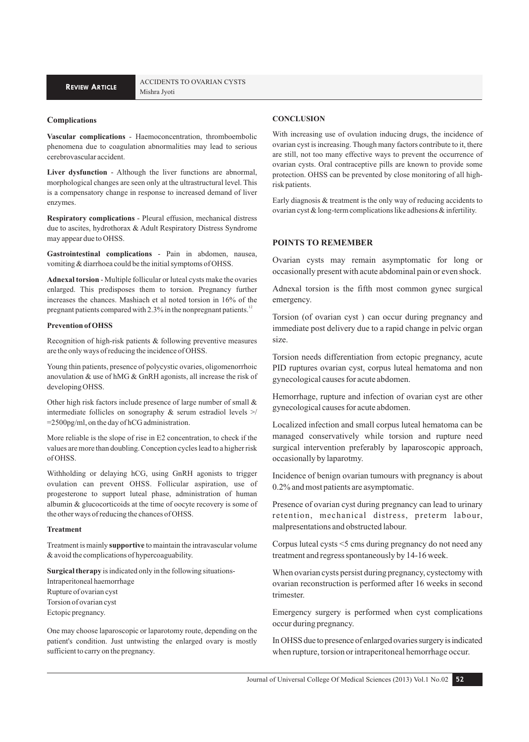### Complications

**Vascular complications** - Haemoconcentration, thromboembolic phenomena due to coagulation abnormalities may lead to serious cerebrovascular accident.

**Liver dysfunction** - Although the liver functions are abnormal, morphological changes are seen only at the ultrastructural level. This is a compensatory change in response to increased demand of liver enzymes.

**Respiratory complications** - Pleural effusion, mechanical distress due to ascites, hydrothorax & Adult Respiratory Distress Syndrome may appear due to OHSS.

**Gastrointestinal complications** - Pain in abdomen, nausea, vomiting & diarrhoea could be the initial symptoms of OHSS.

**Adnexal torsion** - Multiple follicular or luteal cysts make the ovaries enlarged. This predisposes them to torsion. Pregnancy further increases the chances. Mashiach et al noted torsion in 16% of the pregnant patients compared with 2.3% in the nonpregnant patients.[12]

### Prevention of OHSS

Recognition of high-risk patients & following preventive measures are the only ways of reducing the incidence of OHSS.

Young thin patients, presence of polycystic ovaries, oligomenorrhoic anovulation & use of hMG & GnRH agonists, all increase the risk of developing OHSS.

Other high risk factors include presence of large number of small & intermediate follicles on sonography & serum estradiol levels >/=2500pg/ml, on the day of hCG administration.

More reliable is the slope of rise in E2 concentration, to check if the values are more than doubling. Conception cycles lead to a higher risk of OHSS.

Withholding or delaying hCG, using GnRH agonists to trigger ovulation can prevent OHSS. Follicular aspiration, use of progesterone to support luteal phase, administration of human albumin & glucocorticoids at the time of oocyte recovery is some of the other ways of reducing the chances of OHSS.

### Treatment

Treatment is mainly **supportive** to maintain the intravascular volume & avoid the complications of hypercoaguability.

**Surgical therapy** is indicated only in the following situations-
Intraperitoneal haemorrhage
Rupture of ovarian cyst
Torsion of ovarian cyst
Ectopic pregnancy.

One may choose laparoscopic or laparotomy route, depending on the patient's condition. Just untwisting the enlarged ovary is mostly sufficient to carry on the pregnancy.

## CONCLUSION

With increasing use of ovulation inducing drugs, the incidence of ovarian cyst is increasing. Though many factors contribute to it, there are still, not too many effective ways to prevent the occurrence of ovarian cysts. Oral contraceptive pills are known to provide some protection. OHSS can be prevented by close monitoring of all high-risk patients.

Early diagnosis & treatment is the only way of reducing accidents to ovarian cyst & long-term complications like adhesions & infertility.

## POINTS TO REMEMBER

Ovarian cysts may remain asymptomatic for long or occasionally present with acute abdominal pain or even shock.

Adnexal torsion is the fifth most common gynec surgical emergency.

Torsion (of ovarian cyst ) can occur during pregnancy and immediate post delivery due to a rapid change in pelvic organ size.

Torsion needs differentiation from ectopic pregnancy, acute PID ruptures ovarian cyst, corpus luteal hematoma and non gynecological causes for acute abdomen.

Hemorrhage, rupture and infection of ovarian cyst are other gynecological causes for acute abdomen.

Localized infection and small corpus luteal hematoma can be managed conservatively while torsion and rupture need surgical intervention preferably by laparoscopic approach, occasionally by laparotomy.

Incidence of benign ovarian tumours with pregnancy is about 0.2% and most patients are asymptomatic.

Presence of ovarian cyst during pregnancy can lead to urinary retention, mechanical distress, preterm labour, malpresentations and obstructed labour.

Corpus luteal cysts <5 cms during pregnancy do not need any treatment and regress spontaneously by 14-16 week.

When ovarian cysts persist during pregnancy, cystectomy with ovarian reconstruction is performed after 16 weeks in second trimester.

Emergency surgery is performed when cyst complications occur during pregnancy.

In OHSS due to presence of enlarged ovaries surgery is indicated when rupture, torsion or intraperitoneal hemorrhage occur.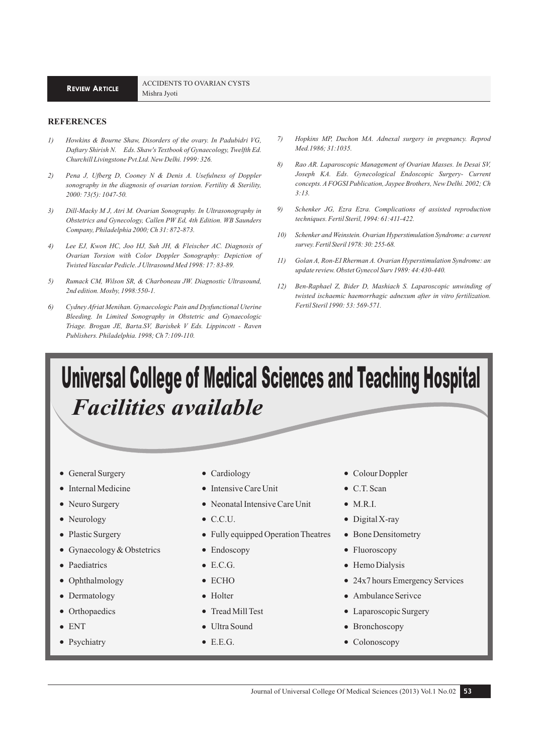## REFERENCES

1) *Howkins & Bourne Shaw, Disorders of the ovary. In Padubidri VG, Daftary Shirish N. Eds. Shaw's Textbook of Gynaecology, Twelfth Ed. Churchill Livingstone Pvt.Ltd. New Delhi. 1999: 326.*

2) *Pena J, Ufberg D, Cooney N & Denis A. Usefulness of Doppler sonography in the diagnosis of ovarian torsion. Fertility & Sterility, 2000: 73(5): 1047-50.*

3) *Dill-Macky M J, Atri M. Ovarian Sonography. In Ultrasonography in Obstetrics and Gynecology, Callen PW Ed, 4th Edition. WB Saunders Company, Philadelphia 2000; Ch 31: 872-873.*

4) *Lee EJ, Kwon HC, Joo HJ, Suh JH, & Fleischer AC. Diagnosis of Ovarian Torsion with Color Doppler Sonography: Depiction of Twisted Vascular Pedicle. J Ultrasound Med 1998: 17: 83-89.*

5) *Rumack CM, Wilson SR, & Charboneau JW. Diagnostic Ultrasound, 2nd edition. Mosby, 1998:550-1.*

6) *Cydney Afriat Menihan. Gynaecologic Pain and Dysfunctional Uterine Bleeding. In Limited Sonography in Obstetric and Gynaecologic Triage. Brogan JE, Barta.SV, Barishek V Eds. Lippincott - Raven Publishers. Philadelphia. 1998; Ch 7:109-110.*

7) *Hopkins MP, Duchon MA. Adnexal surgery in pregnancy. Reprod Med.1986; 31:1035.*

8) *Rao AR. Laparoscopic Management of Ovarian Masses. In Desai SV, Joseph KA. Eds. Gynecological Endoscopic Surgery- Current concepts. A FOGSI Publication, Jaypee Brothers, New Delhi. 2002; Ch 3:13.*

9) *Schenker JG, Ezra Ezra. Complications of assisted reproduction techniques. Fertil Steril, 1994: 61:411-422.*

10) *Schenker and Weinstein. Ovarian Hyperstimulation Syndrome: a current survey. Fertil Steril 1978: 30: 255-68.*

11) *Golan A, Ron-EI Rherman A. Ovarian Hyperstimulation Syndrome: an update review. Obstet Gynecol Surv 1989: 44:430-440.*

12) *Ben-Raphael Z, Bider D, Mashiach S. Laparoscopic unwinding of twisted ischaemic haemorrhagic adnexum after in vitro fertilization. Fertil Steril 1990: 53: 569-571.*

# Universal College of Medical Sciences and Teaching Hospital

## *Facilities available*

- General Surgery
- Internal Medicine
- Neuro Surgery
- Neurology
- Plastic Surgery
- Gynaecology & Obstetrics
- Paediatrics
- Ophthalmology
- Dermatology
- Orthopaedics
- ENT
- Psychiatry
- Cardiology
- Intensive Care Unit
- Neonatal Intensive Care Unit
- C.C.U.
- Fully equipped Operation Theatres
- Endoscopy
- E.C.G.
- ECHO
- Holter
- Tread Mill Test
- Ultra Sound
- E.E.G.
- Colour Doppler
- C.T. Scan
- M.R.I.
- Digital X-ray
- Bone Densitometry
- Fluoroscopy
- Hemo Dialysis
- 24x7 hours Emergency Services
- Ambulance Serivce
- Laparoscopic Surgery
- Bronchoscopy
- Colonoscopy